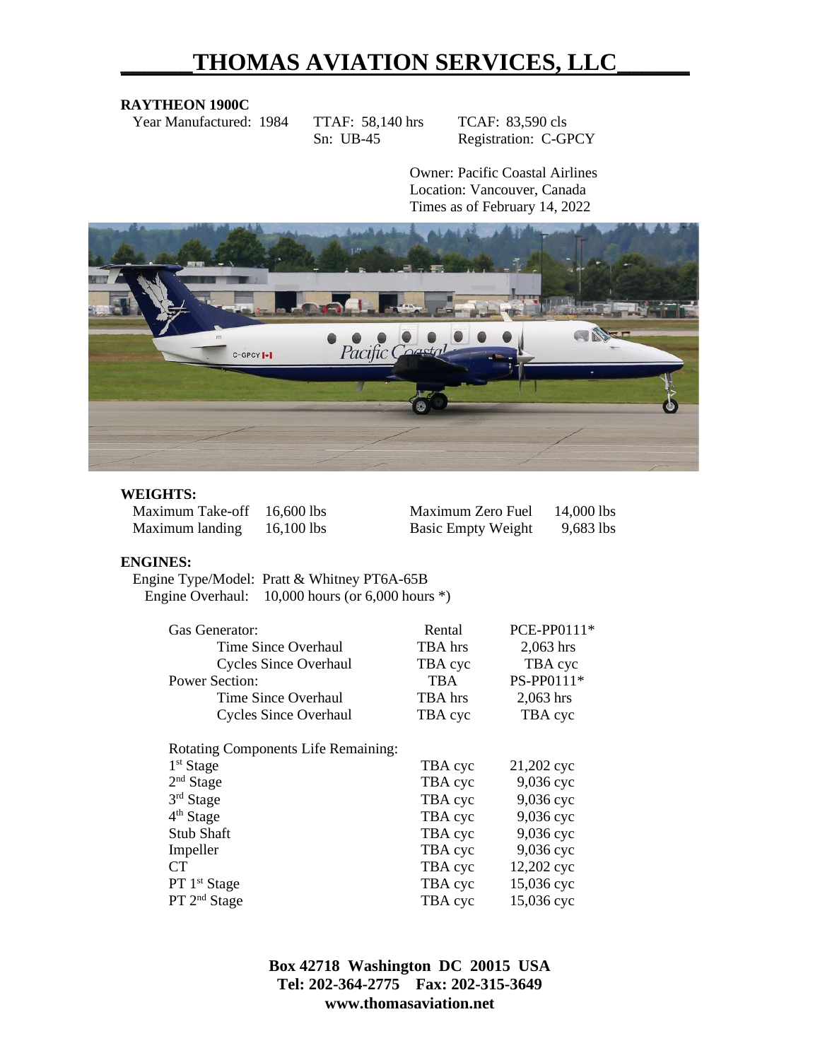# THOMAS AVIATION SERVICES, LLC

**RAYTHEON 1900C**

Year Manufactured: 1984 TTAF: 58,140 hrs TCAF: 83,590 cls
Sn: UB-45 Registration: C-GPCY

Owner: Pacific Coastal Airlines
Location: Vancouver, Canada
Times as of February 14, 2022

**WEIGHTS:**

| | | | |
|---|---|---|---|
| Maximum Take-off | 16,600 lbs | Maximum Zero Fuel | 14,000 lbs |
| Maximum landing | 16,100 lbs | Basic Empty Weight | 9,683 lbs |

**ENGINES:**

Engine Type/Model: Pratt & Whitney PT6A-65B
Engine Overhaul: 10,000 hours (or 6,000 hours *)

| | | |
|---|---|---|
| Gas Generator: | Rental | PCE-PP0111* |
| Time Since Overhaul | TBA hrs | 2,063 hrs |
| Cycles Since Overhaul | TBA cyc | TBA cyc |
| Power Section: | TBA | PS-PP0111* |
| Time Since Overhaul | TBA hrs | 2,063 hrs |
| Cycles Since Overhaul | TBA cyc | TBA cyc |
| Rotating Components Life Remaining: | | |
| 1st Stage | TBA cyc | 21,202 cyc |
| 2nd Stage | TBA cyc | 9,036 cyc |
| 3rd Stage | TBA cyc | 9,036 cyc |
| 4th Stage | TBA cyc | 9,036 cyc |
| Stub Shaft | TBA cyc | 9,036 cyc |
| Impeller | TBA cyc | 9,036 cyc |
| CT | TBA cyc | 12,202 cyc |
| PT 1st Stage | TBA cyc | 15,036 cyc |
| PT 2nd Stage | TBA cyc | 15,036 cyc |

**Box 42718 Washington DC 20015 USA**
**Tel: 202-364-2775 Fax: 202-315-3649**
**www.thomasaviation.net**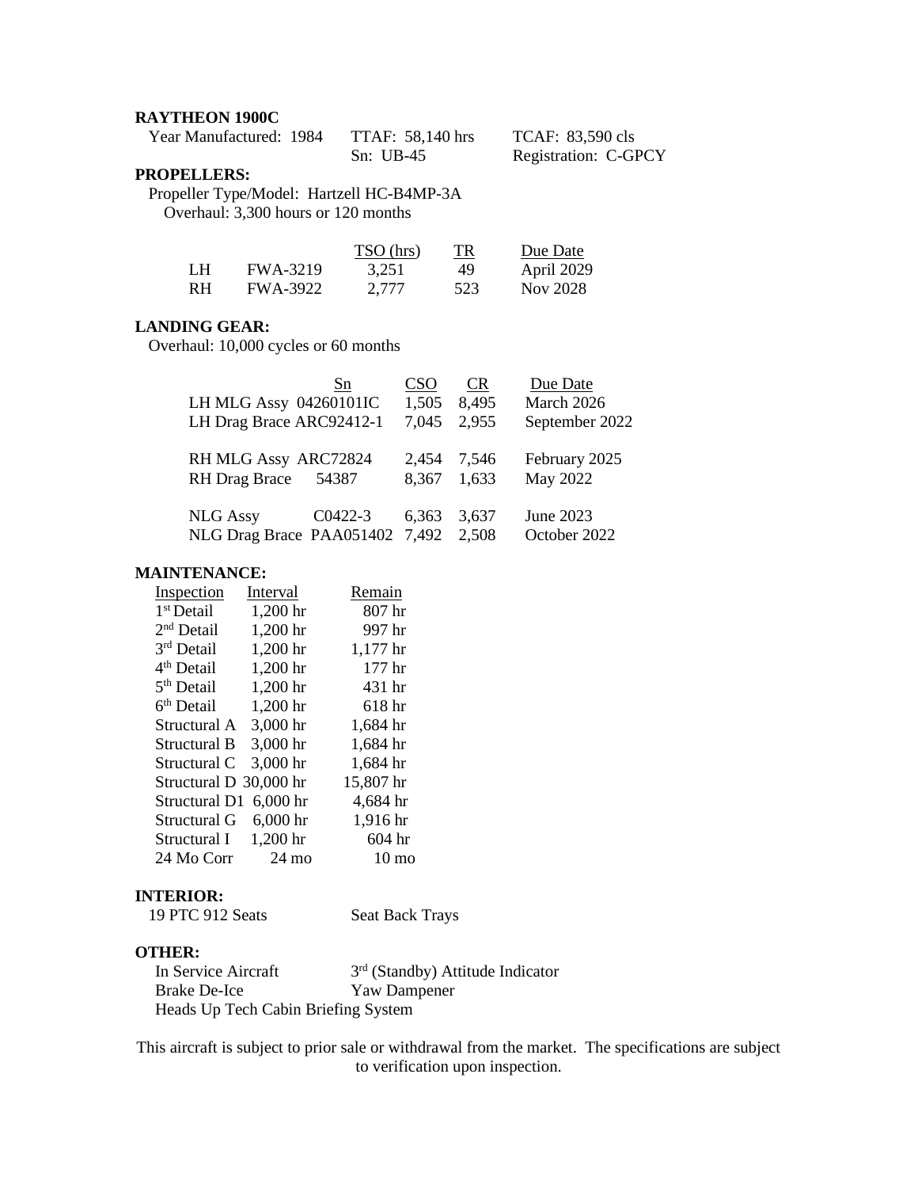**RAYTHEON 1900C**

| Year Manufactured: 1984 | TTAF: 58,140 hrs | TCAF: 83,590 cls |
|---|---|---|
| | Sn: UB-45 | Registration: C-GPCY |

**PROPELLERS:**

Propeller Type/Model: Hartzell HC-B4MP-3A
Overhaul: 3,300 hours or 120 months

| | | TSO (hrs) | TR | Due Date |
|---|---|---|---|---|
| LH | FWA-3219 | 3,251 | 49 | April 2029 |
| RH | FWA-3922 | 2,777 | 523 | Nov 2028 |

**LANDING GEAR:**

Overhaul: 10,000 cycles or 60 months

| | Sn | CSO | CR | Due Date |
|---|---|---|---|---|
| LH MLG Assy | 04260101IC | 1,505 | 8,495 | March 2026 |
| LH Drag Brace | ARC92412-1 | 7,045 | 2,955 | September 2022 |
| RH MLG Assy | ARC72824 | 2,454 | 7,546 | February 2025 |
| RH Drag Brace | 54387 | 8,367 | 1,633 | May 2022 |
| NLG Assy | C0422-3 | 6,363 | 3,637 | June 2023 |
| NLG Drag Brace | PAA051402 | 7,492 | 2,508 | October 2022 |

**MAINTENANCE:**

| Inspection | Interval | Remain |
|---|---|---|
| 1st Detail | 1,200 hr | 807 hr |
| 2nd Detail | 1,200 hr | 997 hr |
| 3rd Detail | 1,200 hr | 1,177 hr |
| 4th Detail | 1,200 hr | 177 hr |
| 5th Detail | 1,200 hr | 431 hr |
| 6th Detail | 1,200 hr | 618 hr |
| Structural A | 3,000 hr | 1,684 hr |
| Structural B | 3,000 hr | 1,684 hr |
| Structural C | 3,000 hr | 1,684 hr |
| Structural D | 30,000 hr | 15,807 hr |
| Structural D1 | 6,000 hr | 4,684 hr |
| Structural G | 6,000 hr | 1,916 hr |
| Structural I | 1,200 hr | 604 hr |
| 24 Mo Corr | 24 mo | 10 mo |

**INTERIOR:**

19 PTC 912 Seats — Seat Back Trays

**OTHER:**

- In Service Aircraft
- 3rd (Standby) Attitude Indicator
- Brake De-Ice
- Yaw Dampener
- Heads Up Tech Cabin Briefing System

This aircraft is subject to prior sale or withdrawal from the market. The specifications are subject to verification upon inspection.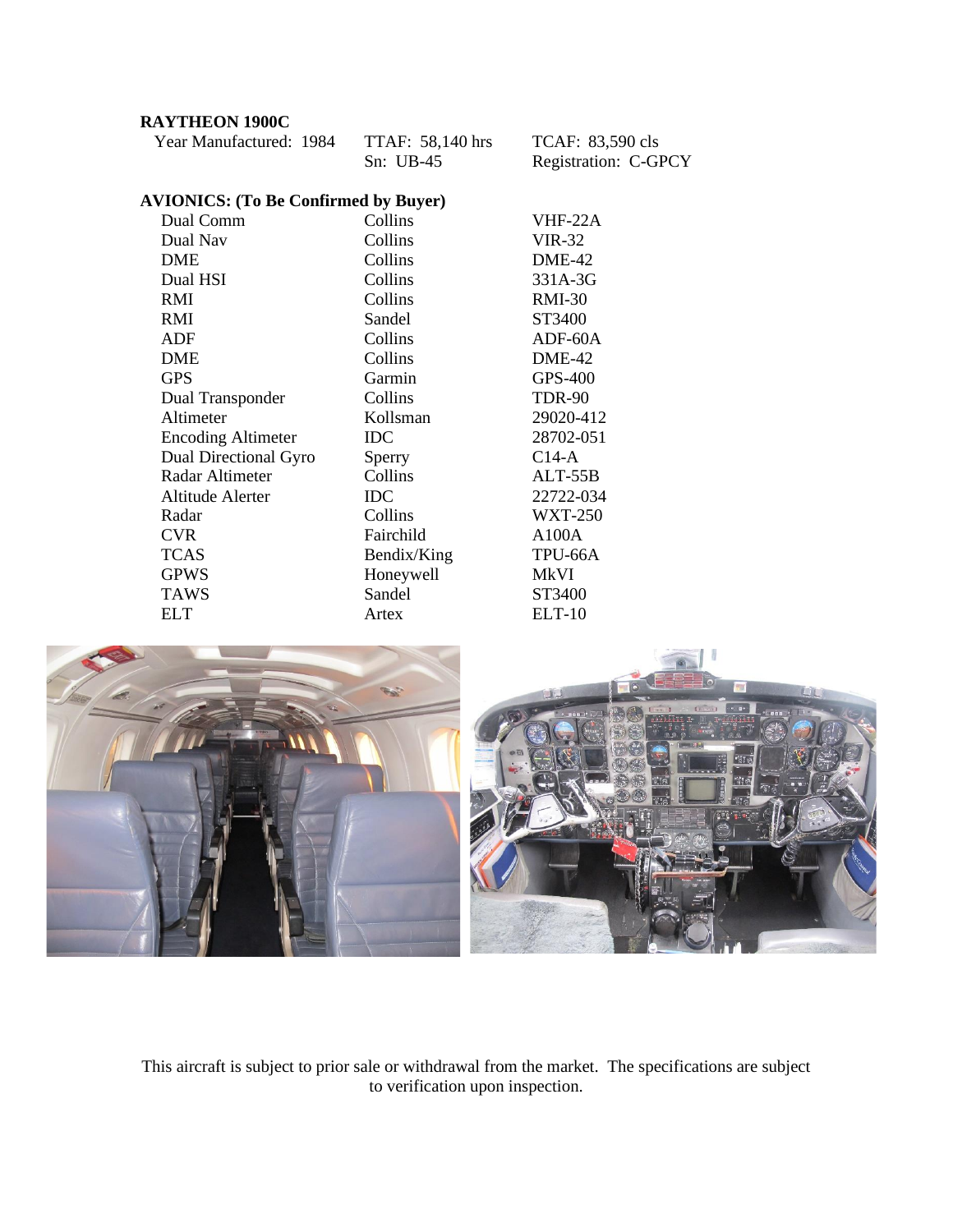**RAYTHEON 1900C**

| | | |
|---|---|---|
| Year Manufactured: 1984 | TTAF: 58,140 hrs | TCAF: 83,590 cls |
| | Sn: UB-45 | Registration: C-GPCY |

**AVIONICS: (To Be Confirmed by Buyer)**

| | | |
|---|---|---|
| Dual Comm | Collins | VHF-22A |
| Dual Nav | Collins | VIR-32 |
| DME | Collins | DME-42 |
| Dual HSI | Collins | 331A-3G |
| RMI | Collins | RMI-30 |
| RMI | Sandel | ST3400 |
| ADF | Collins | ADF-60A |
| DME | Collins | DME-42 |
| GPS | Garmin | GPS-400 |
| Dual Transponder | Collins | TDR-90 |
| Altimeter | Kollsman | 29020-412 |
| Encoding Altimeter | IDC | 28702-051 |
| Dual Directional Gyro | Sperry | C14-A |
| Radar Altimeter | Collins | ALT-55B |
| Altitude Alerter | IDC | 22722-034 |
| Radar | Collins | WXT-250 |
| CVR | Fairchild | A100A |
| TCAS | Bendix/King | TPU-66A |
| GPWS | Honeywell | MkVI |
| TAWS | Sandel | ST3400 |
| ELT | Artex | ELT-10 |

This aircraft is subject to prior sale or withdrawal from the market. The specifications are subject to verification upon inspection.